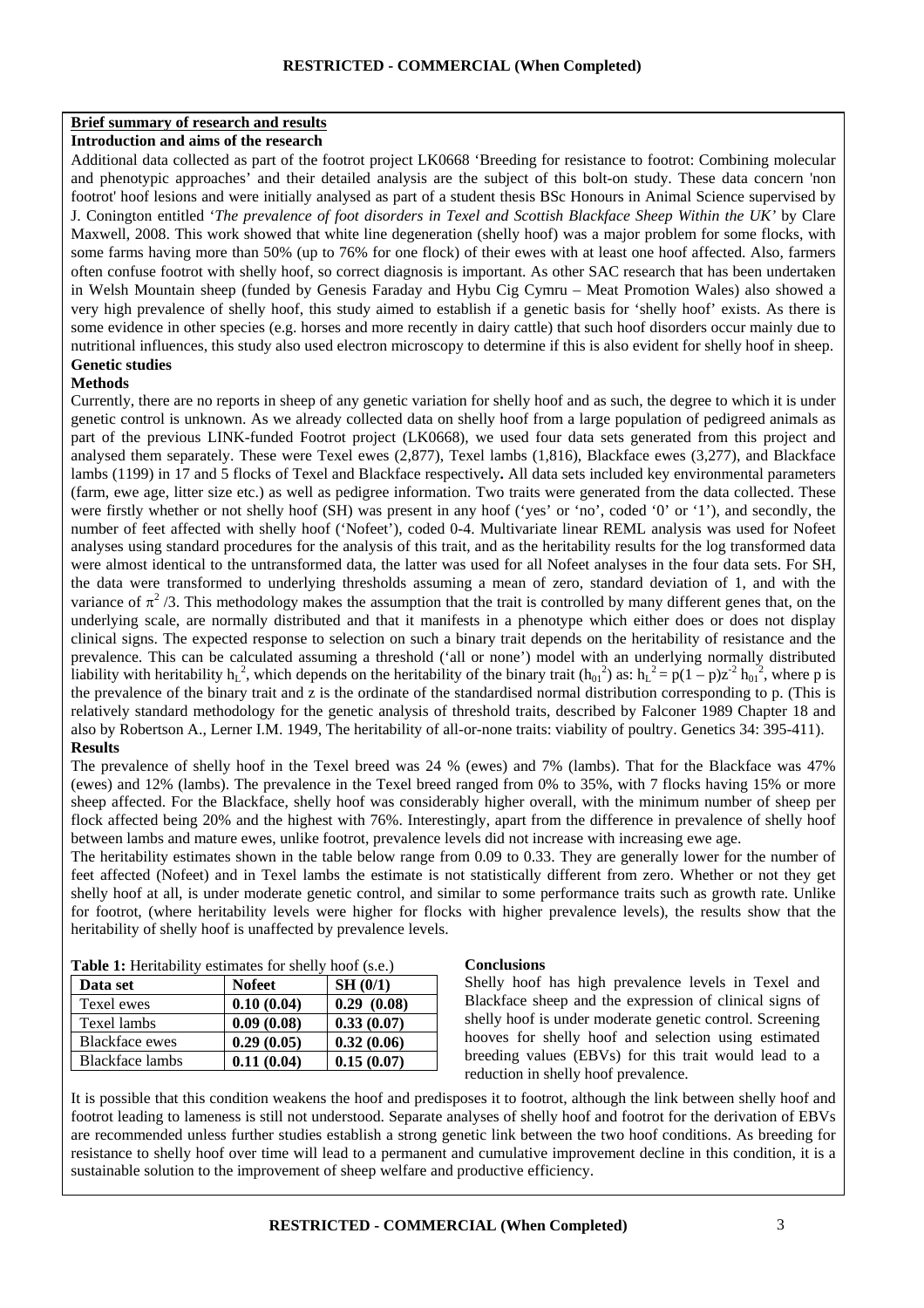## Brief summary of research and results

### Introduction and aims of the research

Additional data collected as part of the footrot project LK0668 'Breeding for resistance to footrot: Combining molecular and phenotypic approaches' and their detailed analysis are the subject of this bolt-on study. These data concern 'non footrot' hoof lesions and were initially analysed as part of a student thesis BSc Honours in Animal Science supervised by J. Conington entitled '*The prevalence of foot disorders in Texel and Scottish Blackface Sheep Within the UK*' by Clare Maxwell, 2008. This work showed that white line degeneration (shelly hoof) was a major problem for some flocks, with some farms having more than 50% (up to 76% for one flock) of their ewes with at least one hoof affected. Also, farmers often confuse footrot with shelly hoof, so correct diagnosis is important. As other SAC research that has been undertaken in Welsh Mountain sheep (funded by Genesis Faraday and Hybu Cig Cymru – Meat Promotion Wales) also showed a very high prevalence of shelly hoof, this study aimed to establish if a genetic basis for 'shelly hoof' exists. As there is some evidence in other species (e.g. horses and more recently in dairy cattle) that such hoof disorders occur mainly due to nutritional influences, this study also used electron microscopy to determine if this is also evident for shelly hoof in sheep.

### Genetic studies

#### Methods

Currently, there are no reports in sheep of any genetic variation for shelly hoof and as such, the degree to which it is under genetic control is unknown. As we already collected data on shelly hoof from a large population of pedigreed animals as part of the previous LINK-funded Footrot project (LK0668), we used four data sets generated from this project and analysed them separately. These were Texel ewes (2,877), Texel lambs (1,816), Blackface ewes (3,277), and Blackface lambs (1199) in 17 and 5 flocks of Texel and Blackface respectively**.** All data sets included key environmental parameters (farm, ewe age, litter size etc.) as well as pedigree information. Two traits were generated from the data collected. These were firstly whether or not shelly hoof (SH) was present in any hoof ('yes' or 'no', coded '0' or '1'), and secondly, the number of feet affected with shelly hoof ('Nofeet'), coded 0-4. Multivariate linear REML analysis was used for Nofeet analyses using standard procedures for the analysis of this trait, and as the heritability results for the log transformed data were almost identical to the untransformed data, the latter was used for all Nofeet analyses in the four data sets. For SH, the data were transformed to underlying thresholds assuming a mean of zero, standard deviation of 1, and with the variance of $\pi^2/3$. This methodology makes the assumption that the trait is controlled by many different genes that, on the underlying scale, are normally distributed and that it manifests in a phenotype which either does or does not display clinical signs. The expected response to selection on such a binary trait depends on the heritability of resistance and the prevalence. This can be calculated assuming a threshold ('all or none') model with an underlying normally distributed liability with heritability $h_L^2$, which depends on the heritability of the binary trait ($h_{01}^2$) as: $h_L^2 = p(1-p)z^{-2} h_{01}^2$, where p is the prevalence of the binary trait and z is the ordinate of the standardised normal distribution corresponding to p. (This is relatively standard methodology for the genetic analysis of threshold traits, described by Falconer 1989 Chapter 18 and also by Robertson A., Lerner I.M. 1949, The heritability of all-or-none traits: viability of poultry. Genetics 34: 395-411).

#### Results

The prevalence of shelly hoof in the Texel breed was 24 % (ewes) and 7% (lambs). That for the Blackface was 47% (ewes) and 12% (lambs). The prevalence in the Texel breed ranged from 0% to 35%, with 7 flocks having 15% or more sheep affected. For the Blackface, shelly hoof was considerably higher overall, with the minimum number of sheep per flock affected being 20% and the highest with 76%. Interestingly, apart from the difference in prevalence of shelly hoof between lambs and mature ewes, unlike footrot, prevalence levels did not increase with increasing ewe age.

The heritability estimates shown in the table below range from 0.09 to 0.33. They are generally lower for the number of feet affected (Nofeet) and in Texel lambs the estimate is not statistically different from zero. Whether or not they get shelly hoof at all, is under moderate genetic control, and similar to some performance traits such as growth rate. Unlike for footrot, (where heritability levels were higher for flocks with higher prevalence levels), the results show that the heritability of shelly hoof is unaffected by prevalence levels.

**Table 1:** Heritability estimates for shelly hoof (s.e.)

| Data set | Nofeet | SH (0/1) |
|---|---|---|
| Texel ewes | **0.10 (0.04)** | **0.29 (0.08)** |
| Texel lambs | **0.09 (0.08)** | **0.33 (0.07)** |
| Blackface ewes | **0.29 (0.05)** | **0.32 (0.06)** |
| Blackface lambs | **0.11 (0.04)** | **0.15 (0.07)** |

#### Conclusions

Shelly hoof has high prevalence levels in Texel and Blackface sheep and the expression of clinical signs of shelly hoof is under moderate genetic control. Screening hooves for shelly hoof and selection using estimated breeding values (EBVs) for this trait would lead to a reduction in shelly hoof prevalence.

It is possible that this condition weakens the hoof and predisposes it to footrot, although the link between shelly hoof and footrot leading to lameness is still not understood. Separate analyses of shelly hoof and footrot for the derivation of EBVs are recommended unless further studies establish a strong genetic link between the two hoof conditions. As breeding for resistance to shelly hoof over time will lead to a permanent and cumulative improvement decline in this condition, it is a sustainable solution to the improvement of sheep welfare and productive efficiency.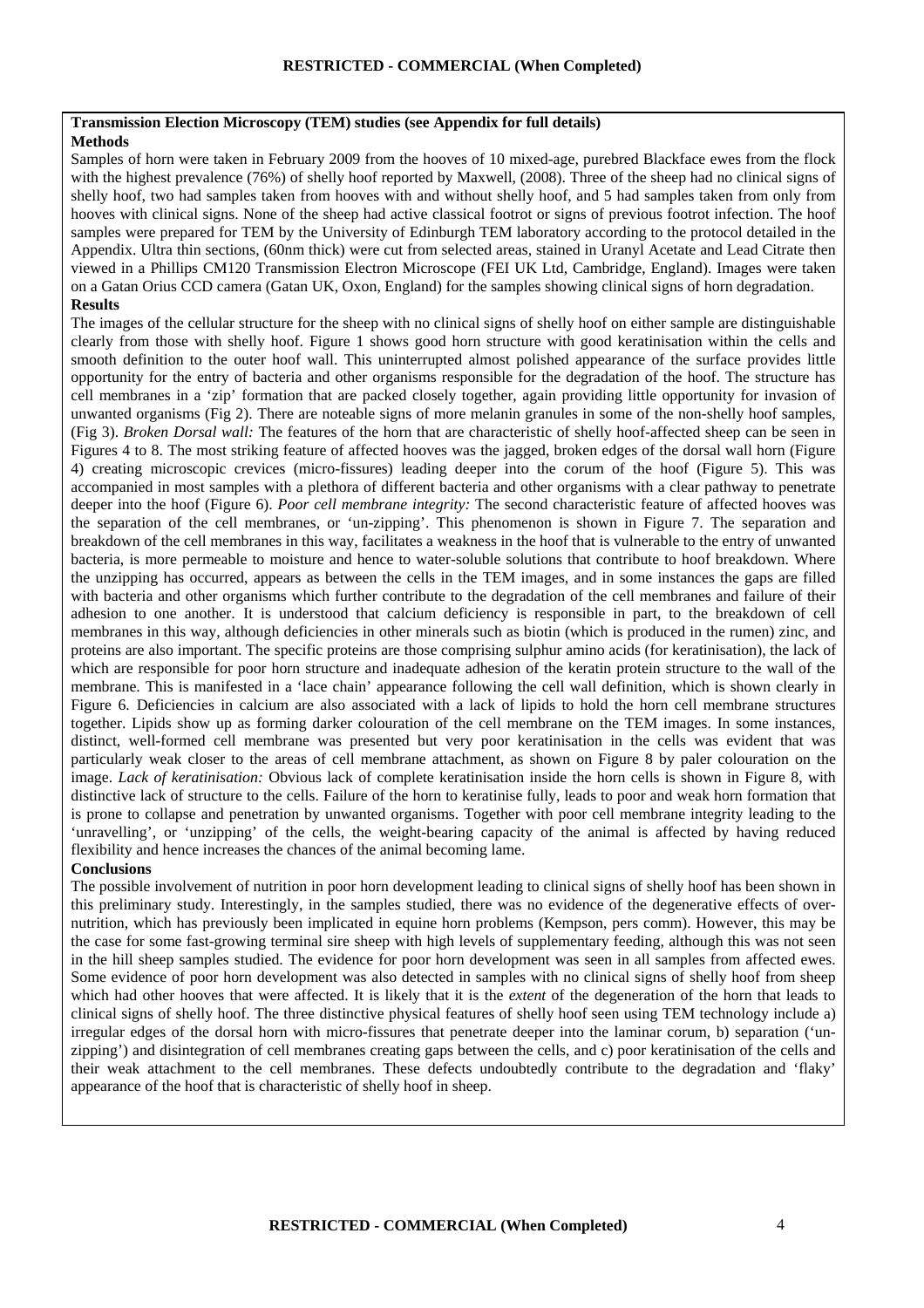**Transmission Election Microscopy (TEM) studies (see Appendix for full details)**

**Methods**

Samples of horn were taken in February 2009 from the hooves of 10 mixed-age, purebred Blackface ewes from the flock with the highest prevalence (76%) of shelly hoof reported by Maxwell, (2008). Three of the sheep had no clinical signs of shelly hoof, two had samples taken from hooves with and without shelly hoof, and 5 had samples taken from only from hooves with clinical signs. None of the sheep had active classical footrot or signs of previous footrot infection. The hoof samples were prepared for TEM by the University of Edinburgh TEM laboratory according to the protocol detailed in the Appendix. Ultra thin sections, (60nm thick) were cut from selected areas, stained in Uranyl Acetate and Lead Citrate then viewed in a Phillips CM120 Transmission Electron Microscope (FEI UK Ltd, Cambridge, England). Images were taken on a Gatan Orius CCD camera (Gatan UK, Oxon, England) for the samples showing clinical signs of horn degradation.

**Results**

The images of the cellular structure for the sheep with no clinical signs of shelly hoof on either sample are distinguishable clearly from those with shelly hoof. Figure 1 shows good horn structure with good keratinisation within the cells and smooth definition to the outer hoof wall. This uninterrupted almost polished appearance of the surface provides little opportunity for the entry of bacteria and other organisms responsible for the degradation of the hoof. The structure has cell membranes in a 'zip' formation that are packed closely together, again providing little opportunity for invasion of unwanted organisms (Fig 2). There are noteable signs of more melanin granules in some of the non-shelly hoof samples, (Fig 3). *Broken Dorsal wall:* The features of the horn that are characteristic of shelly hoof-affected sheep can be seen in Figures 4 to 8. The most striking feature of affected hooves was the jagged, broken edges of the dorsal wall horn (Figure 4) creating microscopic crevices (micro-fissures) leading deeper into the corum of the hoof (Figure 5). This was accompanied in most samples with a plethora of different bacteria and other organisms with a clear pathway to penetrate deeper into the hoof (Figure 6). *Poor cell membrane integrity:* The second characteristic feature of affected hooves was the separation of the cell membranes, or 'un-zipping'. This phenomenon is shown in Figure 7. The separation and breakdown of the cell membranes in this way, facilitates a weakness in the hoof that is vulnerable to the entry of unwanted bacteria, is more permeable to moisture and hence to water-soluble solutions that contribute to hoof breakdown. Where the unzipping has occurred, appears as between the cells in the TEM images, and in some instances the gaps are filled with bacteria and other organisms which further contribute to the degradation of the cell membranes and failure of their adhesion to one another. It is understood that calcium deficiency is responsible in part, to the breakdown of cell membranes in this way, although deficiencies in other minerals such as biotin (which is produced in the rumen) zinc, and proteins are also important. The specific proteins are those comprising sulphur amino acids (for keratinisation), the lack of which are responsible for poor horn structure and inadequate adhesion of the keratin protein structure to the wall of the membrane. This is manifested in a 'lace chain' appearance following the cell wall definition, which is shown clearly in Figure 6. Deficiencies in calcium are also associated with a lack of lipids to hold the horn cell membrane structures together. Lipids show up as forming darker colouration of the cell membrane on the TEM images. In some instances, distinct, well-formed cell membrane was presented but very poor keratinisation in the cells was evident that was particularly weak closer to the areas of cell membrane attachment, as shown on Figure 8 by paler colouration on the image. *Lack of keratinisation:* Obvious lack of complete keratinisation inside the horn cells is shown in Figure 8, with distinctive lack of structure to the cells. Failure of the horn to keratinise fully, leads to poor and weak horn formation that is prone to collapse and penetration by unwanted organisms. Together with poor cell membrane integrity leading to the 'unravelling', or 'unzipping' of the cells, the weight-bearing capacity of the animal is affected by having reduced flexibility and hence increases the chances of the animal becoming lame.

**Conclusions**

The possible involvement of nutrition in poor horn development leading to clinical signs of shelly hoof has been shown in this preliminary study. Interestingly, in the samples studied, there was no evidence of the degenerative effects of over-nutrition, which has previously been implicated in equine horn problems (Kempson, pers comm). However, this may be the case for some fast-growing terminal sire sheep with high levels of supplementary feeding, although this was not seen in the hill sheep samples studied. The evidence for poor horn development was seen in all samples from affected ewes. Some evidence of poor horn development was also detected in samples with no clinical signs of shelly hoof from sheep which had other hooves that were affected. It is likely that it is the *extent* of the degeneration of the horn that leads to clinical signs of shelly hoof. The three distinctive physical features of shelly hoof seen using TEM technology include a) irregular edges of the dorsal horn with micro-fissures that penetrate deeper into the laminar corum, b) separation ('un-zipping') and disintegration of cell membranes creating gaps between the cells, and c) poor keratinisation of the cells and their weak attachment to the cell membranes. These defects undoubtedly contribute to the degradation and 'flaky' appearance of the hoof that is characteristic of shelly hoof in sheep.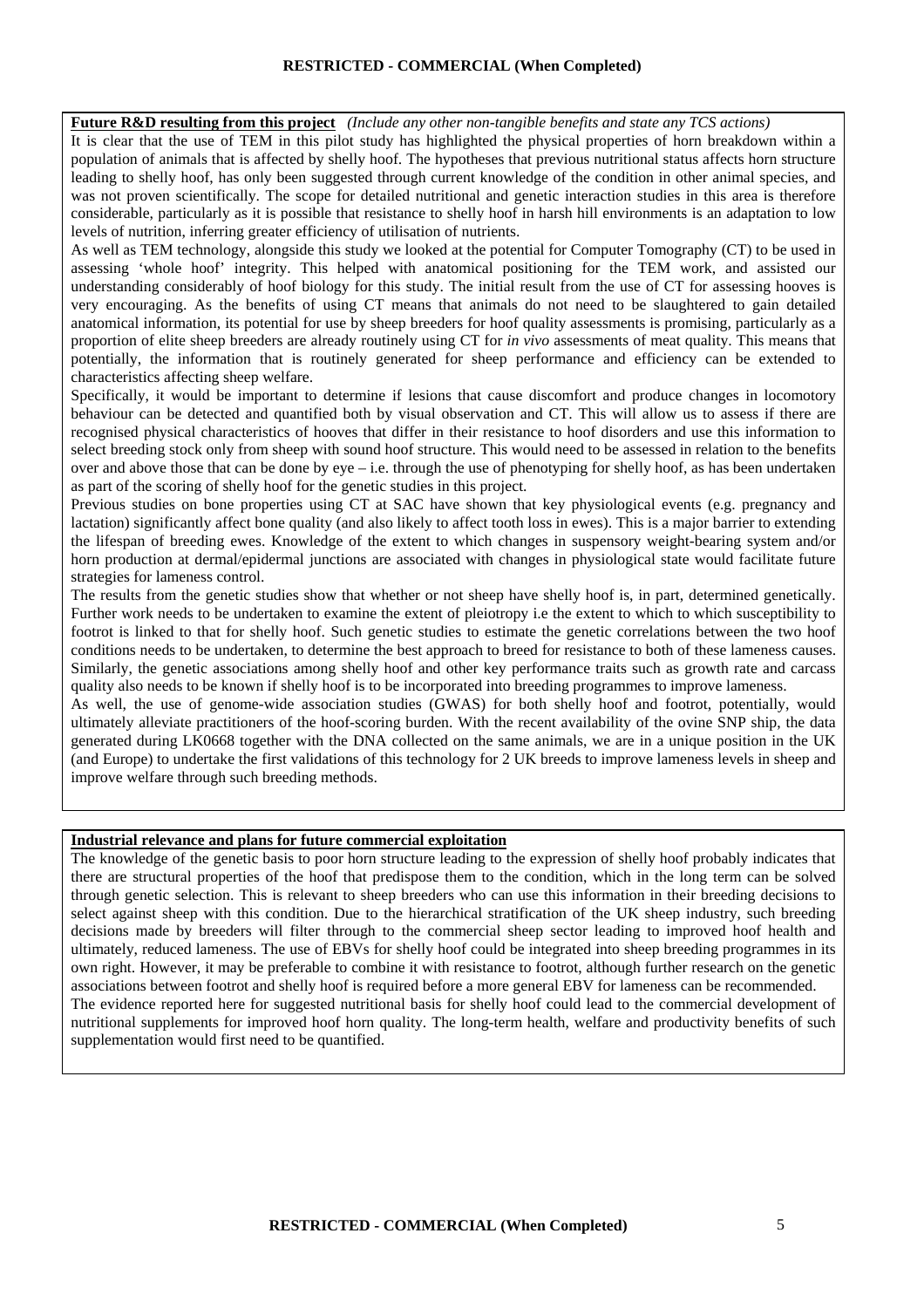**Future R&D resulting from this project** *(Include any other non-tangible benefits and state any TCS actions)*

It is clear that the use of TEM in this pilot study has highlighted the physical properties of horn breakdown within a population of animals that is affected by shelly hoof. The hypotheses that previous nutritional status affects horn structure leading to shelly hoof, has only been suggested through current knowledge of the condition in other animal species, and was not proven scientifically. The scope for detailed nutritional and genetic interaction studies in this area is therefore considerable, particularly as it is possible that resistance to shelly hoof in harsh hill environments is an adaptation to low levels of nutrition, inferring greater efficiency of utilisation of nutrients.

As well as TEM technology, alongside this study we looked at the potential for Computer Tomography (CT) to be used in assessing 'whole hoof' integrity. This helped with anatomical positioning for the TEM work, and assisted our understanding considerably of hoof biology for this study. The initial result from the use of CT for assessing hooves is very encouraging. As the benefits of using CT means that animals do not need to be slaughtered to gain detailed anatomical information, its potential for use by sheep breeders for hoof quality assessments is promising, particularly as a proportion of elite sheep breeders are already routinely using CT for *in vivo* assessments of meat quality. This means that potentially, the information that is routinely generated for sheep performance and efficiency can be extended to characteristics affecting sheep welfare.

Specifically, it would be important to determine if lesions that cause discomfort and produce changes in locomotory behaviour can be detected and quantified both by visual observation and CT. This will allow us to assess if there are recognised physical characteristics of hooves that differ in their resistance to hoof disorders and use this information to select breeding stock only from sheep with sound hoof structure. This would need to be assessed in relation to the benefits over and above those that can be done by eye – i.e. through the use of phenotyping for shelly hoof, as has been undertaken as part of the scoring of shelly hoof for the genetic studies in this project.

Previous studies on bone properties using CT at SAC have shown that key physiological events (e.g. pregnancy and lactation) significantly affect bone quality (and also likely to affect tooth loss in ewes). This is a major barrier to extending the lifespan of breeding ewes. Knowledge of the extent to which changes in suspensory weight-bearing system and/or horn production at dermal/epidermal junctions are associated with changes in physiological state would facilitate future strategies for lameness control.

The results from the genetic studies show that whether or not sheep have shelly hoof is, in part, determined genetically. Further work needs to be undertaken to examine the extent of pleiotropy i.e the extent to which to which susceptibility to footrot is linked to that for shelly hoof. Such genetic studies to estimate the genetic correlations between the two hoof conditions needs to be undertaken, to determine the best approach to breed for resistance to both of these lameness causes. Similarly, the genetic associations among shelly hoof and other key performance traits such as growth rate and carcass quality also needs to be known if shelly hoof is to be incorporated into breeding programmes to improve lameness.

As well, the use of genome-wide association studies (GWAS) for both shelly hoof and footrot, potentially, would ultimately alleviate practitioners of the hoof-scoring burden. With the recent availability of the ovine SNP ship, the data generated during LK0668 together with the DNA collected on the same animals, we are in a unique position in the UK (and Europe) to undertake the first validations of this technology for 2 UK breeds to improve lameness levels in sheep and improve welfare through such breeding methods.

**Industrial relevance and plans for future commercial exploitation**

The knowledge of the genetic basis to poor horn structure leading to the expression of shelly hoof probably indicates that there are structural properties of the hoof that predispose them to the condition, which in the long term can be solved through genetic selection. This is relevant to sheep breeders who can use this information in their breeding decisions to select against sheep with this condition. Due to the hierarchical stratification of the UK sheep industry, such breeding decisions made by breeders will filter through to the commercial sheep sector leading to improved hoof health and ultimately, reduced lameness. The use of EBVs for shelly hoof could be integrated into sheep breeding programmes in its own right. However, it may be preferable to combine it with resistance to footrot, although further research on the genetic associations between footrot and shelly hoof is required before a more general EBV for lameness can be recommended.

The evidence reported here for suggested nutritional basis for shelly hoof could lead to the commercial development of nutritional supplements for improved hoof horn quality. The long-term health, welfare and productivity benefits of such supplementation would first need to be quantified.